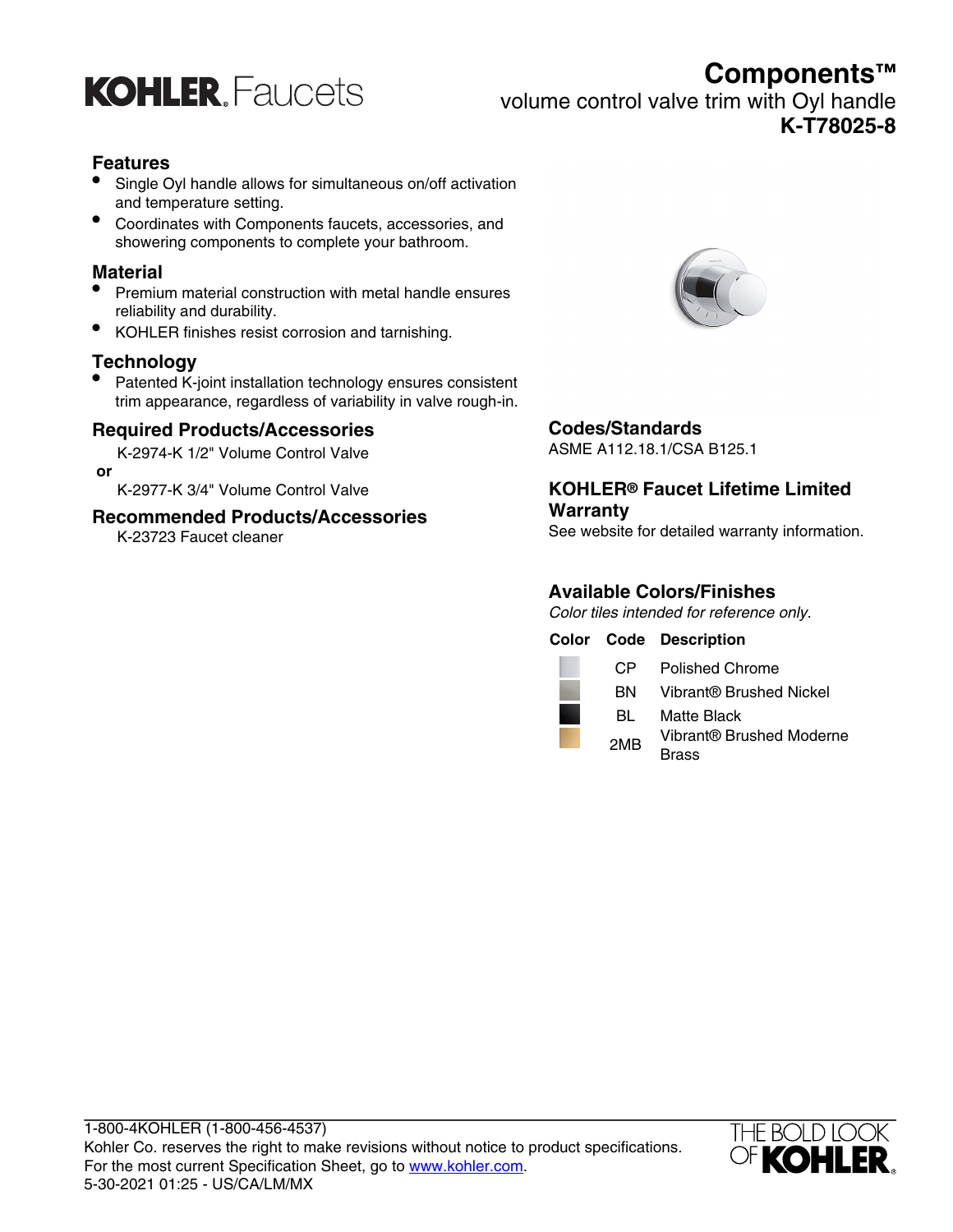KOHLER. Faucets

# Components™

volume control valve trim with Oyl handle

**K-T78025-8**

## Features

- Single Oyl handle allows for simultaneous on/off activation and temperature setting.
- Coordinates with Components faucets, accessories, and showering components to complete your bathroom.

## Material

- Premium material construction with metal handle ensures reliability and durability.
- KOHLER finishes resist corrosion and tarnishing.

## Technology

- Patented K-joint installation technology ensures consistent trim appearance, regardless of variability in valve rough-in.

## Required Products/Accessories

K-2974-K 1/2" Volume Control Valve

**or**

K-2977-K 3/4" Volume Control Valve

## Recommended Products/Accessories

K-23723 Faucet cleaner

## Codes/Standards

ASME A112.18.1/CSA B125.1

## KOHLER® Faucet Lifetime Limited Warranty

See website for detailed warranty information.

## Available Colors/Finishes

*Color tiles intended for reference only.*

| Color | Code | Description |
|---|---|---|
| | CP | Polished Chrome |
| | BN | Vibrant® Brushed Nickel |
| | BL | Matte Black |
| | 2MB | Vibrant® Brushed Moderne Brass |

1-800-4KOHLER (1-800-456-4537)
Kohler Co. reserves the right to make revisions without notice to product specifications.
For the most current Specification Sheet, go to www.kohler.com.
5-30-2021 01:25 - US/CA/LM/MX

THE BOLD LOOK OF KOHLER.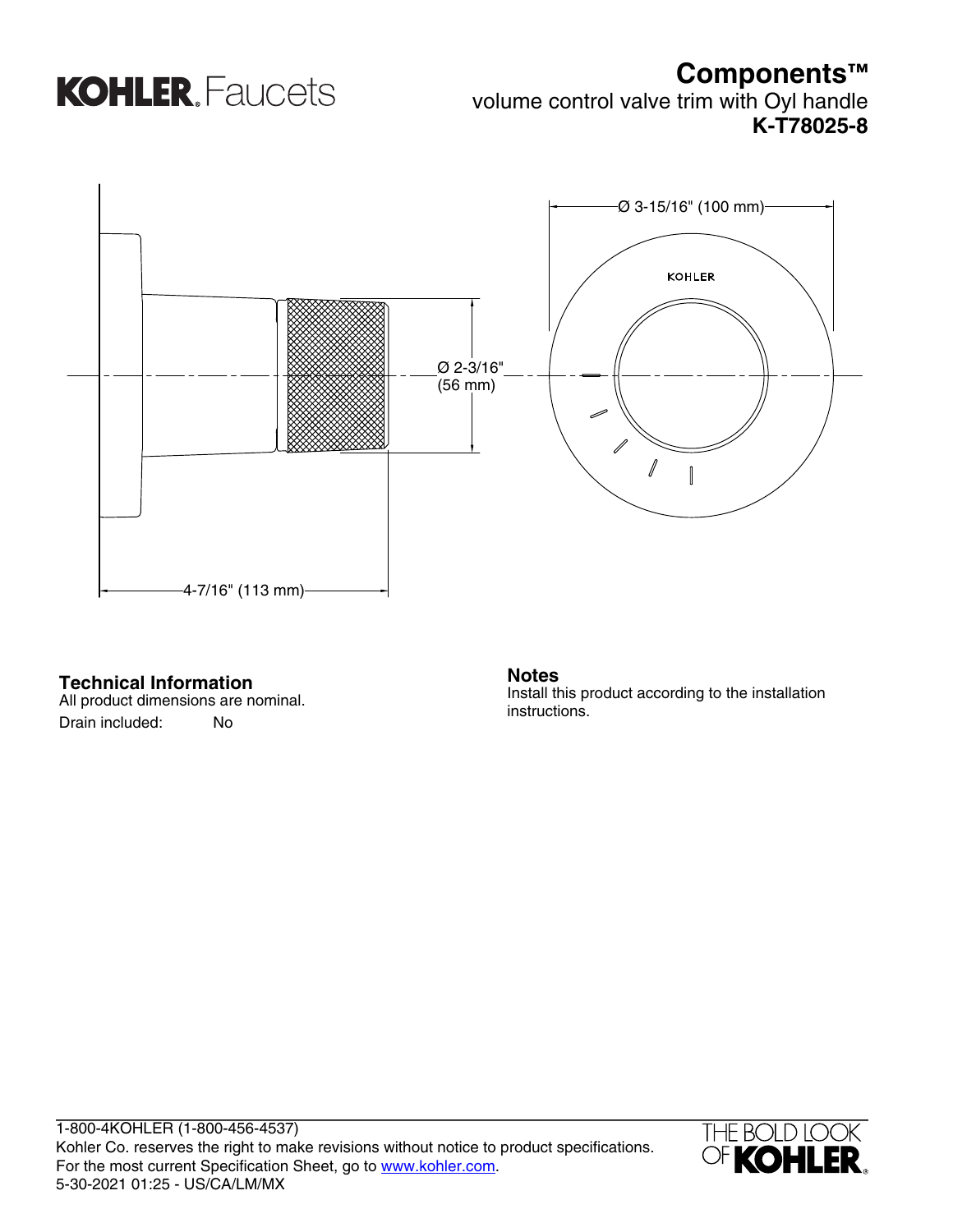KOHLER. Faucets

# Components™

volume control valve trim with Oyl handle

**K-T78025-8**

Ø 3-15/16" (100 mm)

KOHLER

Ø 2-3/16"
(56 mm)

4-7/16" (113 mm)

## Technical Information

All product dimensions are nominal.

| | |
|---|---|
| Drain included: | No |

## Notes

Install this product according to the installation instructions.

1-800-4KOHLER (1-800-456-4537)
Kohler Co. reserves the right to make revisions without notice to product specifications.
For the most current Specification Sheet, go to www.kohler.com.
5-30-2021 01:25 - US/CA/LM/MX

THE BOLD LOOK OF KOHLER.